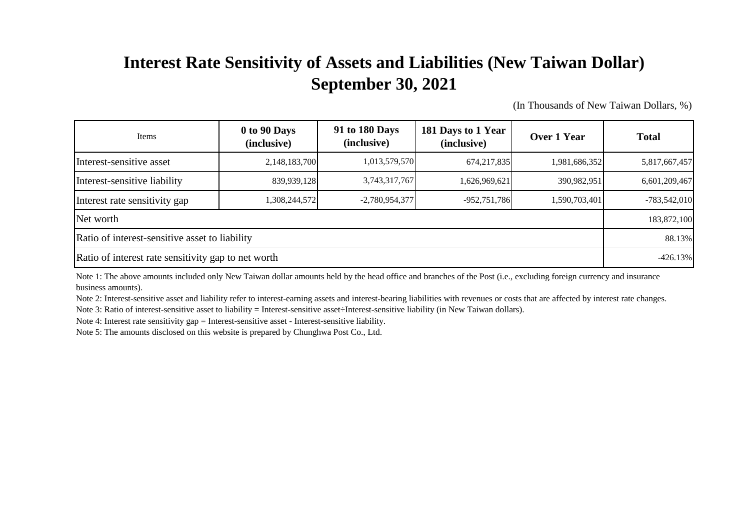# Interest Rate Sensitivity of Assets and Liabilities (New Taiwan Dollar)
## September 30, 2021

(In Thousands of New Taiwan Dollars, %)

| Items | 0 to 90 Days (inclusive) | 91 to 180 Days (inclusive) | 181 Days to 1 Year (inclusive) | Over 1 Year | Total |
|---|---|---|---|---|---|
| Interest-sensitive asset | 2,148,183,700 | 1,013,579,570 | 674,217,835 | 1,981,686,352 | 5,817,667,457 |
| Interest-sensitive liability | 839,939,128 | 3,743,317,767 | 1,626,969,621 | 390,982,951 | 6,601,209,467 |
| Interest rate sensitivity gap | 1,308,244,572 | -2,780,954,377 | -952,751,786 | 1,590,703,401 | -783,542,010 |
| Net worth | | | | | 183,872,100 |
| Ratio of interest-sensitive asset to liability | | | | | 88.13% |
| Ratio of interest rate sensitivity gap to net worth | | | | | -426.13% |

Note 1: The above amounts included only New Taiwan dollar amounts held by the head office and branches of the Post (i.e., excluding foreign currency and insurance business amounts).

Note 2: Interest-sensitive asset and liability refer to interest-earning assets and interest-bearing liabilities with revenues or costs that are affected by interest rate changes.

Note 3: Ratio of interest-sensitive asset to liability = Interest-sensitive asset÷Interest-sensitive liability (in New Taiwan dollars).

Note 4: Interest rate sensitivity gap = Interest-sensitive asset - Interest-sensitive liability.

Note 5: The amounts disclosed on this website is prepared by Chunghwa Post Co., Ltd.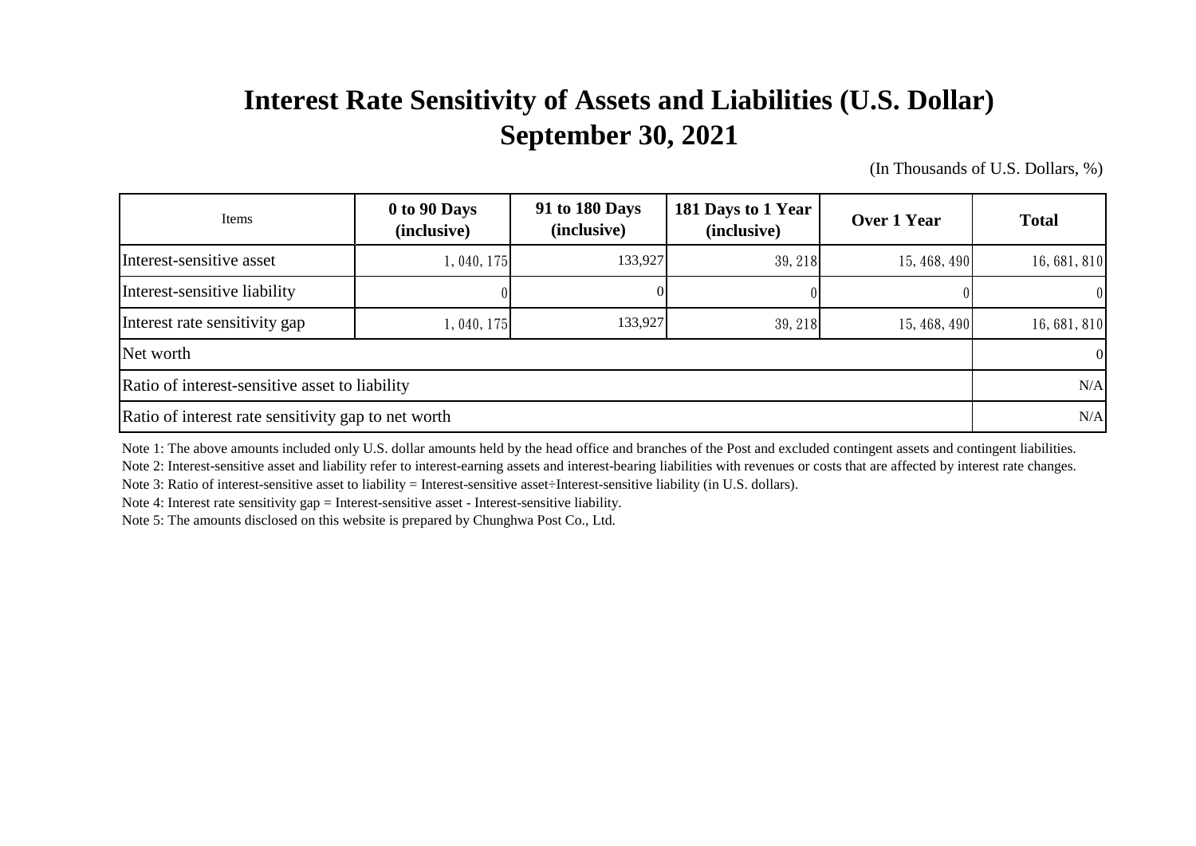# Interest Rate Sensitivity of Assets and Liabilities (U.S. Dollar)
# September 30, 2021

(In Thousands of U.S. Dollars, %)

| Items | 0 to 90 Days (inclusive) | 91 to 180 Days (inclusive) | 181 Days to 1 Year (inclusive) | Over 1 Year | Total |
|---|---|---|---|---|---|
| Interest-sensitive asset | 1, 040, 175 | 133,927 | 39, 218 | 15, 468, 490 | 16, 681, 810 |
| Interest-sensitive liability | 0 | 0 | 0 | 0 | 0 |
| Interest rate sensitivity gap | 1, 040, 175 | 133,927 | 39, 218 | 15, 468, 490 | 16, 681, 810 |
| Net worth | | | | | 0 |
| Ratio of interest-sensitive asset to liability | | | | | N/A |
| Ratio of interest rate sensitivity gap to net worth | | | | | N/A |

Note 1: The above amounts included only U.S. dollar amounts held by the head office and branches of the Post and excluded contingent assets and contingent liabilities.

Note 2: Interest-sensitive asset and liability refer to interest-earning assets and interest-bearing liabilities with revenues or costs that are affected by interest rate changes.

Note 3: Ratio of interest-sensitive asset to liability = Interest-sensitive asset÷Interest-sensitive liability (in U.S. dollars).

Note 4: Interest rate sensitivity gap = Interest-sensitive asset - Interest-sensitive liability.

Note 5: The amounts disclosed on this website is prepared by Chunghwa Post Co., Ltd.